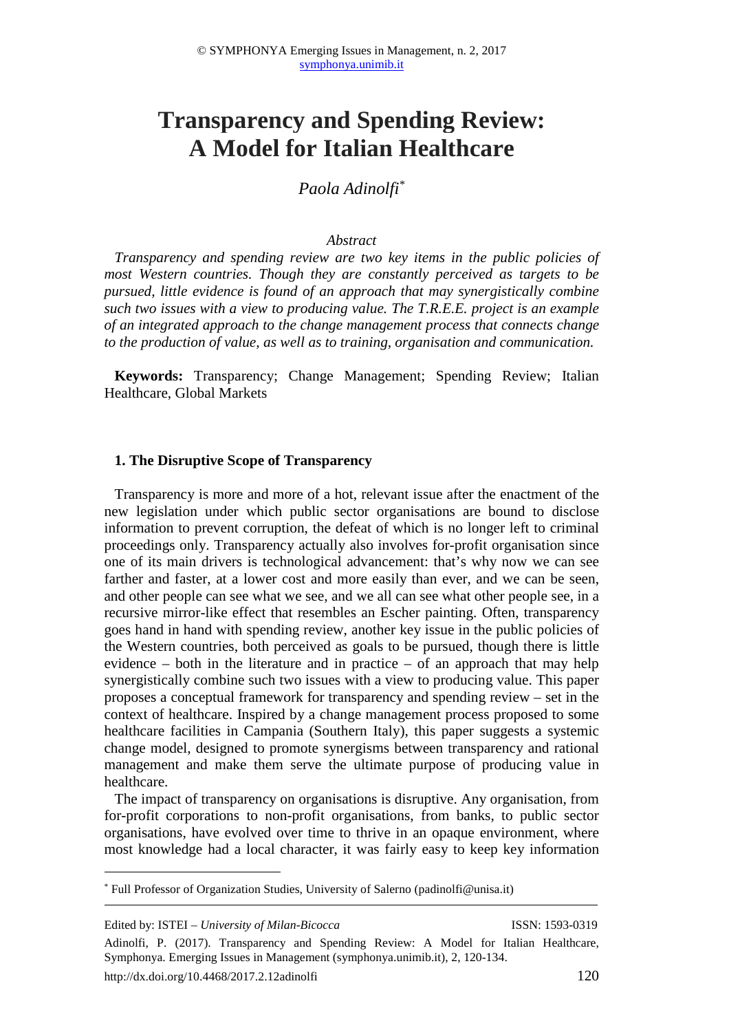# Transparency and Spending Review: A Model for Italian Healthcare

*Paola Adinolfi*[*]

*Abstract*

*Transparency and spending review are two key items in the public policies of most Western countries. Though they are constantly perceived as targets to be pursued, little evidence is found of an approach that may synergistically combine such two issues with a view to producing value. The T.R.E.E. project is an example of an integrated approach to the change management process that connects change to the production of value, as well as to training, organisation and communication.*

**Keywords:** Transparency; Change Management; Spending Review; Italian Healthcare, Global Markets

## 1. The Disruptive Scope of Transparency

Transparency is more and more of a hot, relevant issue after the enactment of the new legislation under which public sector organisations are bound to disclose information to prevent corruption, the defeat of which is no longer left to criminal proceedings only. Transparency actually also involves for-profit organisation since one of its main drivers is technological advancement: that's why now we can see farther and faster, at a lower cost and more easily than ever, and we can be seen, and other people can see what we see, and we all can see what other people see, in a recursive mirror-like effect that resembles an Escher painting. Often, transparency goes hand in hand with spending review, another key issue in the public policies of the Western countries, both perceived as goals to be pursued, though there is little evidence – both in the literature and in practice – of an approach that may help synergistically combine such two issues with a view to producing value. This paper proposes a conceptual framework for transparency and spending review – set in the context of healthcare. Inspired by a change management process proposed to some healthcare facilities in Campania (Southern Italy), this paper suggests a systemic change model, designed to promote synergisms between transparency and rational management and make them serve the ultimate purpose of producing value in healthcare.

The impact of transparency on organisations is disruptive. Any organisation, from for-profit corporations to non-profit organisations, from banks, to public sector organisations, have evolved over time to thrive in an opaque environment, where most knowledge had a local character, it was fairly easy to keep key information

---

[*] Full Professor of Organization Studies, University of Salerno (padinolfi@unisa.it)

Edited by: ISTEI – *University of Milan-Bicocca* ISSN: 1593-0319

Adinolfi, P. (2017). Transparency and Spending Review: A Model for Italian Healthcare, Symphonya. Emerging Issues in Management (symphonya.unimib.it), 2, 120-134.

http://dx.doi.org/10.4468/2017.2.12adinolfi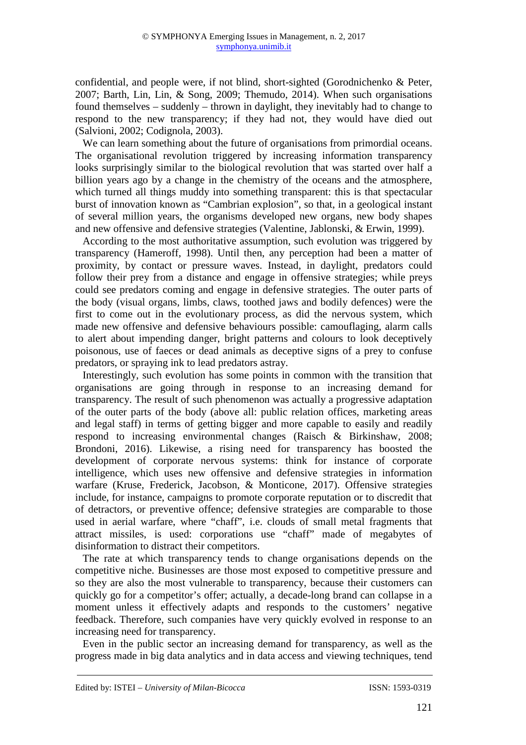confidential, and people were, if not blind, short-sighted (Gorodnichenko & Peter, 2007; Barth, Lin, Lin, & Song, 2009; Themudo, 2014). When such organisations found themselves – suddenly – thrown in daylight, they inevitably had to change to respond to the new transparency; if they had not, they would have died out (Salvioni, 2002; Codignola, 2003).

We can learn something about the future of organisations from primordial oceans. The organisational revolution triggered by increasing information transparency looks surprisingly similar to the biological revolution that was started over half a billion years ago by a change in the chemistry of the oceans and the atmosphere, which turned all things muddy into something transparent: this is that spectacular burst of innovation known as "Cambrian explosion", so that, in a geological instant of several million years, the organisms developed new organs, new body shapes and new offensive and defensive strategies (Valentine, Jablonski, & Erwin, 1999).

According to the most authoritative assumption, such evolution was triggered by transparency (Hameroff, 1998). Until then, any perception had been a matter of proximity, by contact or pressure waves. Instead, in daylight, predators could follow their prey from a distance and engage in offensive strategies; while preys could see predators coming and engage in defensive strategies. The outer parts of the body (visual organs, limbs, claws, toothed jaws and bodily defences) were the first to come out in the evolutionary process, as did the nervous system, which made new offensive and defensive behaviours possible: camouflaging, alarm calls to alert about impending danger, bright patterns and colours to look deceptively poisonous, use of faeces or dead animals as deceptive signs of a prey to confuse predators, or spraying ink to lead predators astray.

Interestingly, such evolution has some points in common with the transition that organisations are going through in response to an increasing demand for transparency. The result of such phenomenon was actually a progressive adaptation of the outer parts of the body (above all: public relation offices, marketing areas and legal staff) in terms of getting bigger and more capable to easily and readily respond to increasing environmental changes (Raisch & Birkinshaw, 2008; Brondoni, 2016). Likewise, a rising need for transparency has boosted the development of corporate nervous systems: think for instance of corporate intelligence, which uses new offensive and defensive strategies in information warfare (Kruse, Frederick, Jacobson, & Monticone, 2017). Offensive strategies include, for instance, campaigns to promote corporate reputation or to discredit that of detractors, or preventive offence; defensive strategies are comparable to those used in aerial warfare, where "chaff", i.e. clouds of small metal fragments that attract missiles, is used: corporations use "chaff" made of megabytes of disinformation to distract their competitors.

The rate at which transparency tends to change organisations depends on the competitive niche. Businesses are those most exposed to competitive pressure and so they are also the most vulnerable to transparency, because their customers can quickly go for a competitor's offer; actually, a decade-long brand can collapse in a moment unless it effectively adapts and responds to the customers' negative feedback. Therefore, such companies have very quickly evolved in response to an increasing need for transparency.

Even in the public sector an increasing demand for transparency, as well as the progress made in big data analytics and in data access and viewing techniques, tend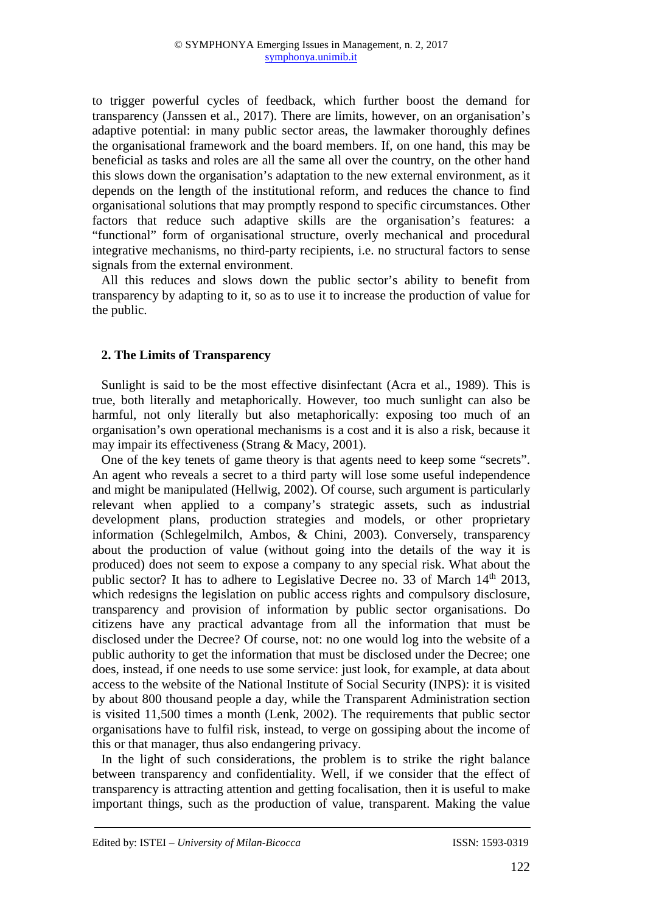to trigger powerful cycles of feedback, which further boost the demand for transparency (Janssen et al., 2017). There are limits, however, on an organisation's adaptive potential: in many public sector areas, the lawmaker thoroughly defines the organisational framework and the board members. If, on one hand, this may be beneficial as tasks and roles are all the same all over the country, on the other hand this slows down the organisation's adaptation to the new external environment, as it depends on the length of the institutional reform, and reduces the chance to find organisational solutions that may promptly respond to specific circumstances. Other factors that reduce such adaptive skills are the organisation's features: a "functional" form of organisational structure, overly mechanical and procedural integrative mechanisms, no third-party recipients, i.e. no structural factors to sense signals from the external environment.

All this reduces and slows down the public sector's ability to benefit from transparency by adapting to it, so as to use it to increase the production of value for the public.

## 2. The Limits of Transparency

Sunlight is said to be the most effective disinfectant (Acra et al., 1989). This is true, both literally and metaphorically. However, too much sunlight can also be harmful, not only literally but also metaphorically: exposing too much of an organisation's own operational mechanisms is a cost and it is also a risk, because it may impair its effectiveness (Strang & Macy, 2001).

One of the key tenets of game theory is that agents need to keep some "secrets". An agent who reveals a secret to a third party will lose some useful independence and might be manipulated (Hellwig, 2002). Of course, such argument is particularly relevant when applied to a company's strategic assets, such as industrial development plans, production strategies and models, or other proprietary information (Schlegelmilch, Ambos, & Chini, 2003). Conversely, transparency about the production of value (without going into the details of the way it is produced) does not seem to expose a company to any special risk. What about the public sector? It has to adhere to Legislative Decree no. 33 of March 14th 2013, which redesigns the legislation on public access rights and compulsory disclosure, transparency and provision of information by public sector organisations. Do citizens have any practical advantage from all the information that must be disclosed under the Decree? Of course, not: no one would log into the website of a public authority to get the information that must be disclosed under the Decree; one does, instead, if one needs to use some service: just look, for example, at data about access to the website of the National Institute of Social Security (INPS): it is visited by about 800 thousand people a day, while the Transparent Administration section is visited 11,500 times a month (Lenk, 2002). The requirements that public sector organisations have to fulfil risk, instead, to verge on gossiping about the income of this or that manager, thus also endangering privacy.

In the light of such considerations, the problem is to strike the right balance between transparency and confidentiality. Well, if we consider that the effect of transparency is attracting attention and getting focalisation, then it is useful to make important things, such as the production of value, transparent. Making the value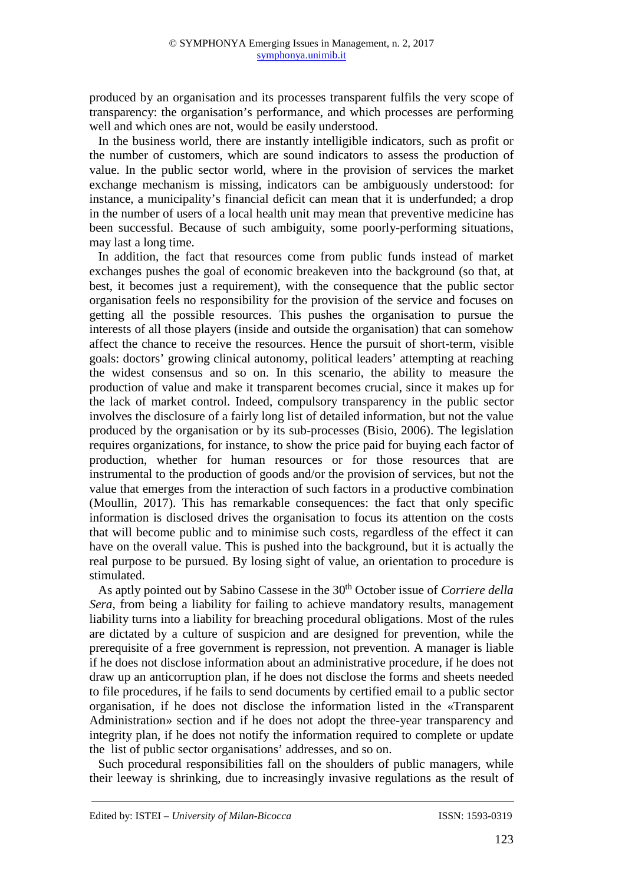produced by an organisation and its processes transparent fulfils the very scope of transparency: the organisation's performance, and which processes are performing well and which ones are not, would be easily understood.

In the business world, there are instantly intelligible indicators, such as profit or the number of customers, which are sound indicators to assess the production of value. In the public sector world, where in the provision of services the market exchange mechanism is missing, indicators can be ambiguously understood: for instance, a municipality's financial deficit can mean that it is underfunded; a drop in the number of users of a local health unit may mean that preventive medicine has been successful. Because of such ambiguity, some poorly-performing situations, may last a long time.

In addition, the fact that resources come from public funds instead of market exchanges pushes the goal of economic breakeven into the background (so that, at best, it becomes just a requirement), with the consequence that the public sector organisation feels no responsibility for the provision of the service and focuses on getting all the possible resources. This pushes the organisation to pursue the interests of all those players (inside and outside the organisation) that can somehow affect the chance to receive the resources. Hence the pursuit of short-term, visible goals: doctors' growing clinical autonomy, political leaders' attempting at reaching the widest consensus and so on. In this scenario, the ability to measure the production of value and make it transparent becomes crucial, since it makes up for the lack of market control. Indeed, compulsory transparency in the public sector involves the disclosure of a fairly long list of detailed information, but not the value produced by the organisation or by its sub-processes (Bisio, 2006). The legislation requires organizations, for instance, to show the price paid for buying each factor of production, whether for human resources or for those resources that are instrumental to the production of goods and/or the provision of services, but not the value that emerges from the interaction of such factors in a productive combination (Moullin, 2017). This has remarkable consequences: the fact that only specific information is disclosed drives the organisation to focus its attention on the costs that will become public and to minimise such costs, regardless of the effect it can have on the overall value. This is pushed into the background, but it is actually the real purpose to be pursued. By losing sight of value, an orientation to procedure is stimulated.

As aptly pointed out by Sabino Cassese in the 30th October issue of *Corriere della Sera*, from being a liability for failing to achieve mandatory results, management liability turns into a liability for breaching procedural obligations. Most of the rules are dictated by a culture of suspicion and are designed for prevention, while the prerequisite of a free government is repression, not prevention. A manager is liable if he does not disclose information about an administrative procedure, if he does not draw up an anticorruption plan, if he does not disclose the forms and sheets needed to file procedures, if he fails to send documents by certified email to a public sector organisation, if he does not disclose the information listed in the «Transparent Administration» section and if he does not adopt the three-year transparency and integrity plan, if he does not notify the information required to complete or update the list of public sector organisations' addresses, and so on.

Such procedural responsibilities fall on the shoulders of public managers, while their leeway is shrinking, due to increasingly invasive regulations as the result of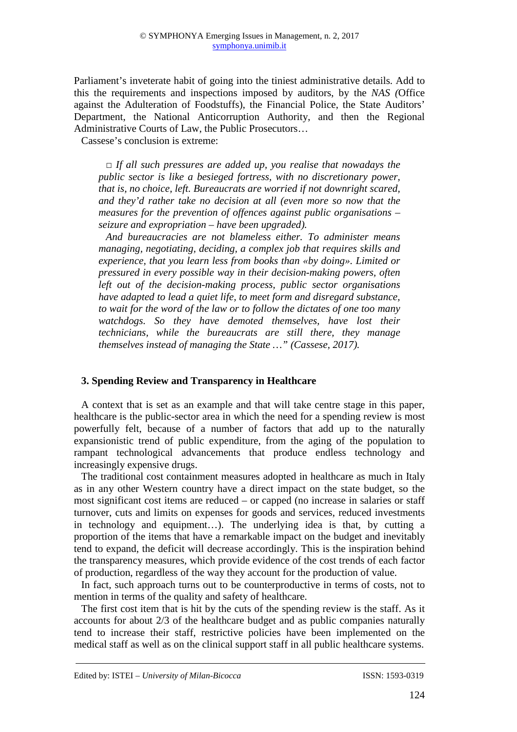Parliament's inveterate habit of going into the tiniest administrative details. Add to this the requirements and inspections imposed by auditors, by the *NAS (*Office against the Adulteration of Foodstuffs), the Financial Police, the State Auditors' Department, the National Anticorruption Authority, and then the Regional Administrative Courts of Law, the Public Prosecutors…

Cassese's conclusion is extreme:

> □ *If all such pressures are added up, you realise that nowadays the public sector is like a besieged fortress, with no discretionary power, that is, no choice, left. Bureaucrats are worried if not downright scared, and they'd rather take no decision at all (even more so now that the measures for the prevention of offences against public organisations – seizure and expropriation – have been upgraded).*
>
> *And bureaucracies are not blameless either. To administer means managing, negotiating, deciding, a complex job that requires skills and experience, that you learn less from books than «by doing». Limited or pressured in every possible way in their decision-making powers, often left out of the decision-making process, public sector organisations have adapted to lead a quiet life, to meet form and disregard substance, to wait for the word of the law or to follow the dictates of one too many watchdogs. So they have demoted themselves, have lost their technicians, while the bureaucrats are still there, they manage themselves instead of managing the State …" (Cassese, 2017).*

## 3. Spending Review and Transparency in Healthcare

A context that is set as an example and that will take centre stage in this paper, healthcare is the public-sector area in which the need for a spending review is most powerfully felt, because of a number of factors that add up to the naturally expansionistic trend of public expenditure, from the aging of the population to rampant technological advancements that produce endless technology and increasingly expensive drugs.

The traditional cost containment measures adopted in healthcare as much in Italy as in any other Western country have a direct impact on the state budget, so the most significant cost items are reduced – or capped (no increase in salaries or staff turnover, cuts and limits on expenses for goods and services, reduced investments in technology and equipment…). The underlying idea is that, by cutting a proportion of the items that have a remarkable impact on the budget and inevitably tend to expand, the deficit will decrease accordingly. This is the inspiration behind the transparency measures, which provide evidence of the cost trends of each factor of production, regardless of the way they account for the production of value.

In fact, such approach turns out to be counterproductive in terms of costs, not to mention in terms of the quality and safety of healthcare.

The first cost item that is hit by the cuts of the spending review is the staff. As it accounts for about 2/3 of the healthcare budget and as public companies naturally tend to increase their staff, restrictive policies have been implemented on the medical staff as well as on the clinical support staff in all public healthcare systems.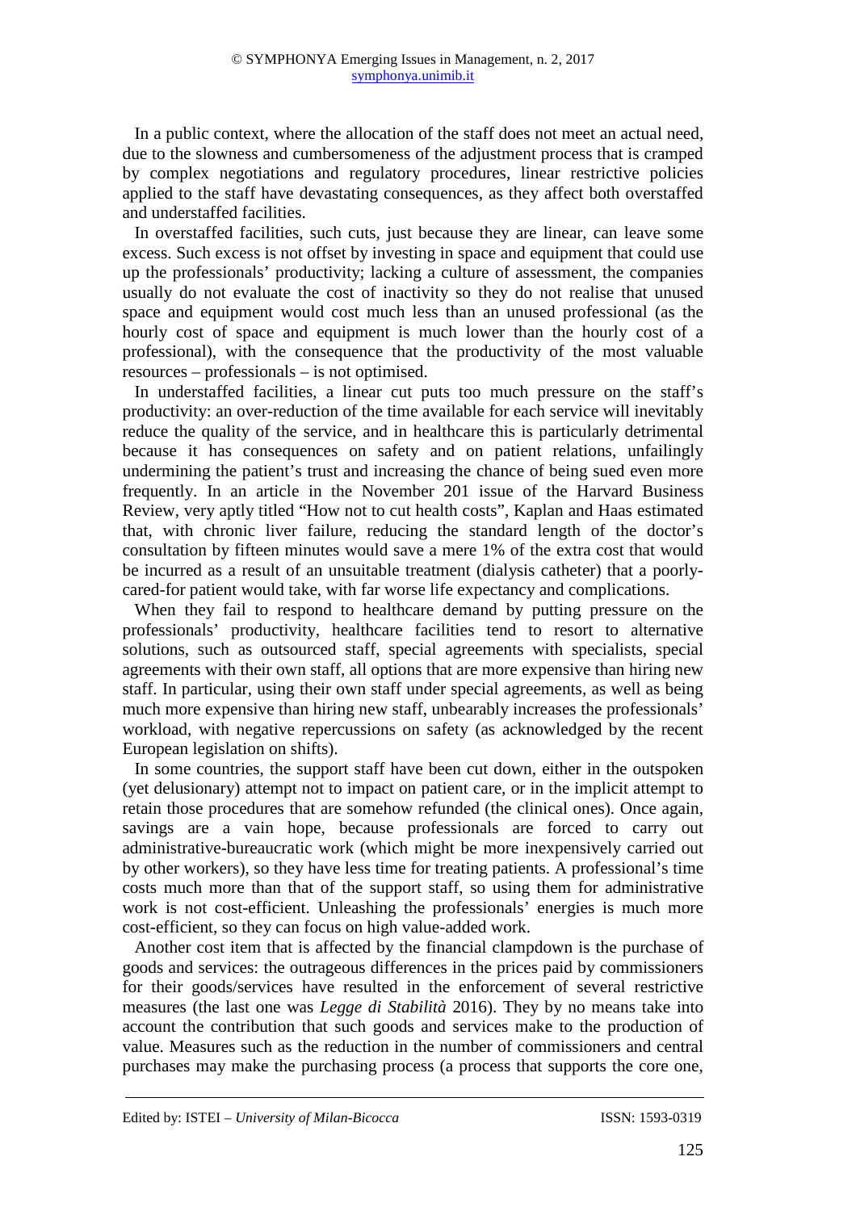In a public context, where the allocation of the staff does not meet an actual need, due to the slowness and cumbersomeness of the adjustment process that is cramped by complex negotiations and regulatory procedures, linear restrictive policies applied to the staff have devastating consequences, as they affect both overstaffed and understaffed facilities.

In overstaffed facilities, such cuts, just because they are linear, can leave some excess. Such excess is not offset by investing in space and equipment that could use up the professionals' productivity; lacking a culture of assessment, the companies usually do not evaluate the cost of inactivity so they do not realise that unused space and equipment would cost much less than an unused professional (as the hourly cost of space and equipment is much lower than the hourly cost of a professional), with the consequence that the productivity of the most valuable resources – professionals – is not optimised.

In understaffed facilities, a linear cut puts too much pressure on the staff's productivity: an over-reduction of the time available for each service will inevitably reduce the quality of the service, and in healthcare this is particularly detrimental because it has consequences on safety and on patient relations, unfailingly undermining the patient's trust and increasing the chance of being sued even more frequently. In an article in the November 201 issue of the Harvard Business Review, very aptly titled "How not to cut health costs", Kaplan and Haas estimated that, with chronic liver failure, reducing the standard length of the doctor's consultation by fifteen minutes would save a mere 1% of the extra cost that would be incurred as a result of an unsuitable treatment (dialysis catheter) that a poorly-cared-for patient would take, with far worse life expectancy and complications.

When they fail to respond to healthcare demand by putting pressure on the professionals' productivity, healthcare facilities tend to resort to alternative solutions, such as outsourced staff, special agreements with specialists, special agreements with their own staff, all options that are more expensive than hiring new staff. In particular, using their own staff under special agreements, as well as being much more expensive than hiring new staff, unbearably increases the professionals' workload, with negative repercussions on safety (as acknowledged by the recent European legislation on shifts).

In some countries, the support staff have been cut down, either in the outspoken (yet delusionary) attempt not to impact on patient care, or in the implicit attempt to retain those procedures that are somehow refunded (the clinical ones). Once again, savings are a vain hope, because professionals are forced to carry out administrative-bureaucratic work (which might be more inexpensively carried out by other workers), so they have less time for treating patients. A professional's time costs much more than that of the support staff, so using them for administrative work is not cost-efficient. Unleashing the professionals' energies is much more cost-efficient, so they can focus on high value-added work.

Another cost item that is affected by the financial clampdown is the purchase of goods and services: the outrageous differences in the prices paid by commissioners for their goods/services have resulted in the enforcement of several restrictive measures (the last one was *Legge di Stabilità* 2016). They by no means take into account the contribution that such goods and services make to the production of value. Measures such as the reduction in the number of commissioners and central purchases may make the purchasing process (a process that supports the core one,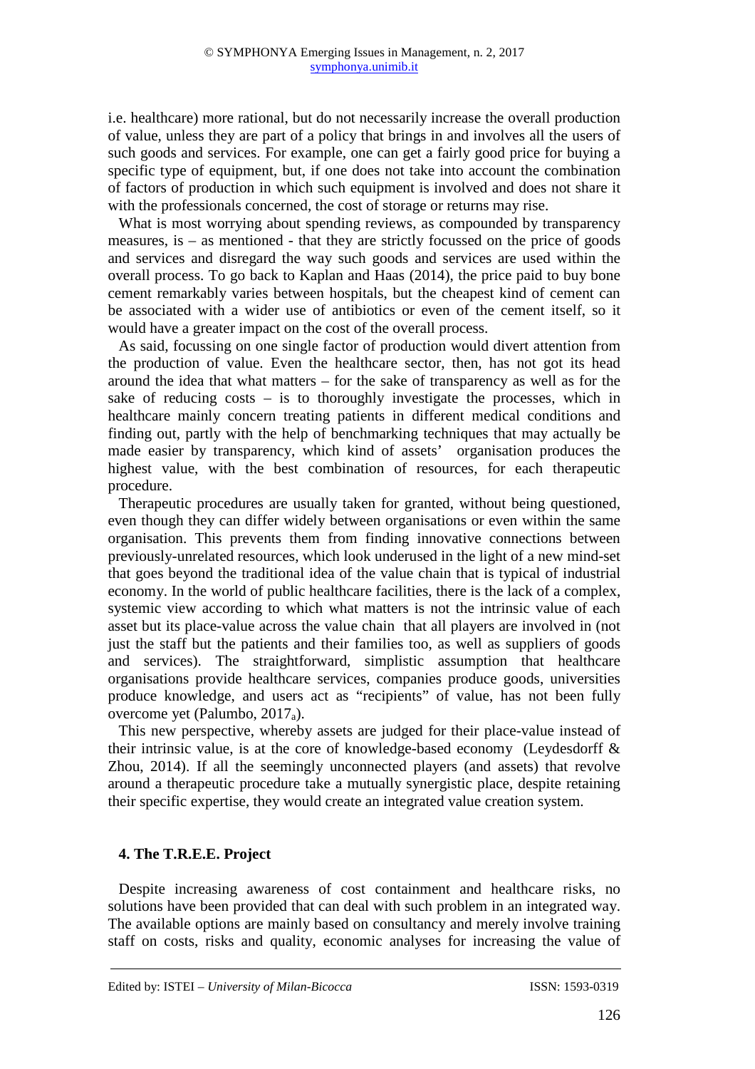i.e. healthcare) more rational, but do not necessarily increase the overall production of value, unless they are part of a policy that brings in and involves all the users of such goods and services. For example, one can get a fairly good price for buying a specific type of equipment, but, if one does not take into account the combination of factors of production in which such equipment is involved and does not share it with the professionals concerned, the cost of storage or returns may rise.

What is most worrying about spending reviews, as compounded by transparency measures, is – as mentioned - that they are strictly focussed on the price of goods and services and disregard the way such goods and services are used within the overall process. To go back to Kaplan and Haas (2014), the price paid to buy bone cement remarkably varies between hospitals, but the cheapest kind of cement can be associated with a wider use of antibiotics or even of the cement itself, so it would have a greater impact on the cost of the overall process.

As said, focussing on one single factor of production would divert attention from the production of value. Even the healthcare sector, then, has not got its head around the idea that what matters – for the sake of transparency as well as for the sake of reducing costs – is to thoroughly investigate the processes, which in healthcare mainly concern treating patients in different medical conditions and finding out, partly with the help of benchmarking techniques that may actually be made easier by transparency, which kind of assets' organisation produces the highest value, with the best combination of resources, for each therapeutic procedure.

Therapeutic procedures are usually taken for granted, without being questioned, even though they can differ widely between organisations or even within the same organisation. This prevents them from finding innovative connections between previously-unrelated resources, which look underused in the light of a new mind-set that goes beyond the traditional idea of the value chain that is typical of industrial economy. In the world of public healthcare facilities, there is the lack of a complex, systemic view according to which what matters is not the intrinsic value of each asset but its place-value across the value chain that all players are involved in (not just the staff but the patients and their families too, as well as suppliers of goods and services). The straightforward, simplistic assumption that healthcare organisations provide healthcare services, companies produce goods, universities produce knowledge, and users act as "recipients" of value, has not been fully overcome yet (Palumbo, $2017_a$).

This new perspective, whereby assets are judged for their place-value instead of their intrinsic value, is at the core of knowledge-based economy (Leydesdorff & Zhou, 2014). If all the seemingly unconnected players (and assets) that revolve around a therapeutic procedure take a mutually synergistic place, despite retaining their specific expertise, they would create an integrated value creation system.

## 4. The T.R.E.E. Project

Despite increasing awareness of cost containment and healthcare risks, no solutions have been provided that can deal with such problem in an integrated way. The available options are mainly based on consultancy and merely involve training staff on costs, risks and quality, economic analyses for increasing the value of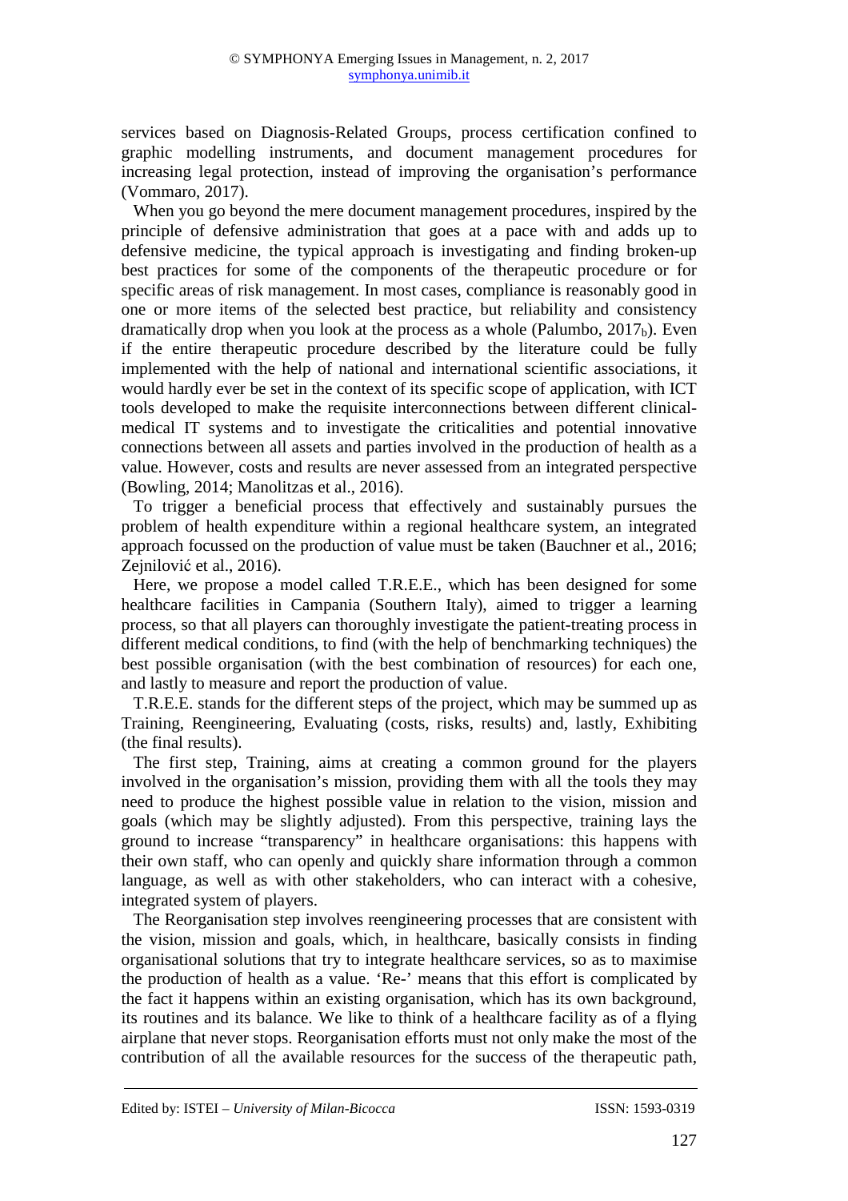services based on Diagnosis-Related Groups, process certification confined to graphic modelling instruments, and document management procedures for increasing legal protection, instead of improving the organisation's performance (Vommaro, 2017).

When you go beyond the mere document management procedures, inspired by the principle of defensive administration that goes at a pace with and adds up to defensive medicine, the typical approach is investigating and finding broken-up best practices for some of the components of the therapeutic procedure or for specific areas of risk management. In most cases, compliance is reasonably good in one or more items of the selected best practice, but reliability and consistency dramatically drop when you look at the process as a whole (Palumbo, $2017_b$). Even if the entire therapeutic procedure described by the literature could be fully implemented with the help of national and international scientific associations, it would hardly ever be set in the context of its specific scope of application, with ICT tools developed to make the requisite interconnections between different clinical-medical IT systems and to investigate the criticalities and potential innovative connections between all assets and parties involved in the production of health as a value. However, costs and results are never assessed from an integrated perspective (Bowling, 2014; Manolitzas et al., 2016).

To trigger a beneficial process that effectively and sustainably pursues the problem of health expenditure within a regional healthcare system, an integrated approach focussed on the production of value must be taken (Bauchner et al., 2016; Zejnilović et al., 2016).

Here, we propose a model called T.R.E.E., which has been designed for some healthcare facilities in Campania (Southern Italy), aimed to trigger a learning process, so that all players can thoroughly investigate the patient-treating process in different medical conditions, to find (with the help of benchmarking techniques) the best possible organisation (with the best combination of resources) for each one, and lastly to measure and report the production of value.

T.R.E.E. stands for the different steps of the project, which may be summed up as Training, Reengineering, Evaluating (costs, risks, results) and, lastly, Exhibiting (the final results).

The first step, Training, aims at creating a common ground for the players involved in the organisation's mission, providing them with all the tools they may need to produce the highest possible value in relation to the vision, mission and goals (which may be slightly adjusted). From this perspective, training lays the ground to increase "transparency" in healthcare organisations: this happens with their own staff, who can openly and quickly share information through a common language, as well as with other stakeholders, who can interact with a cohesive, integrated system of players.

The Reorganisation step involves reengineering processes that are consistent with the vision, mission and goals, which, in healthcare, basically consists in finding organisational solutions that try to integrate healthcare services, so as to maximise the production of health as a value. 'Re-' means that this effort is complicated by the fact it happens within an existing organisation, which has its own background, its routines and its balance. We like to think of a healthcare facility as of a flying airplane that never stops. Reorganisation efforts must not only make the most of the contribution of all the available resources for the success of the therapeutic path,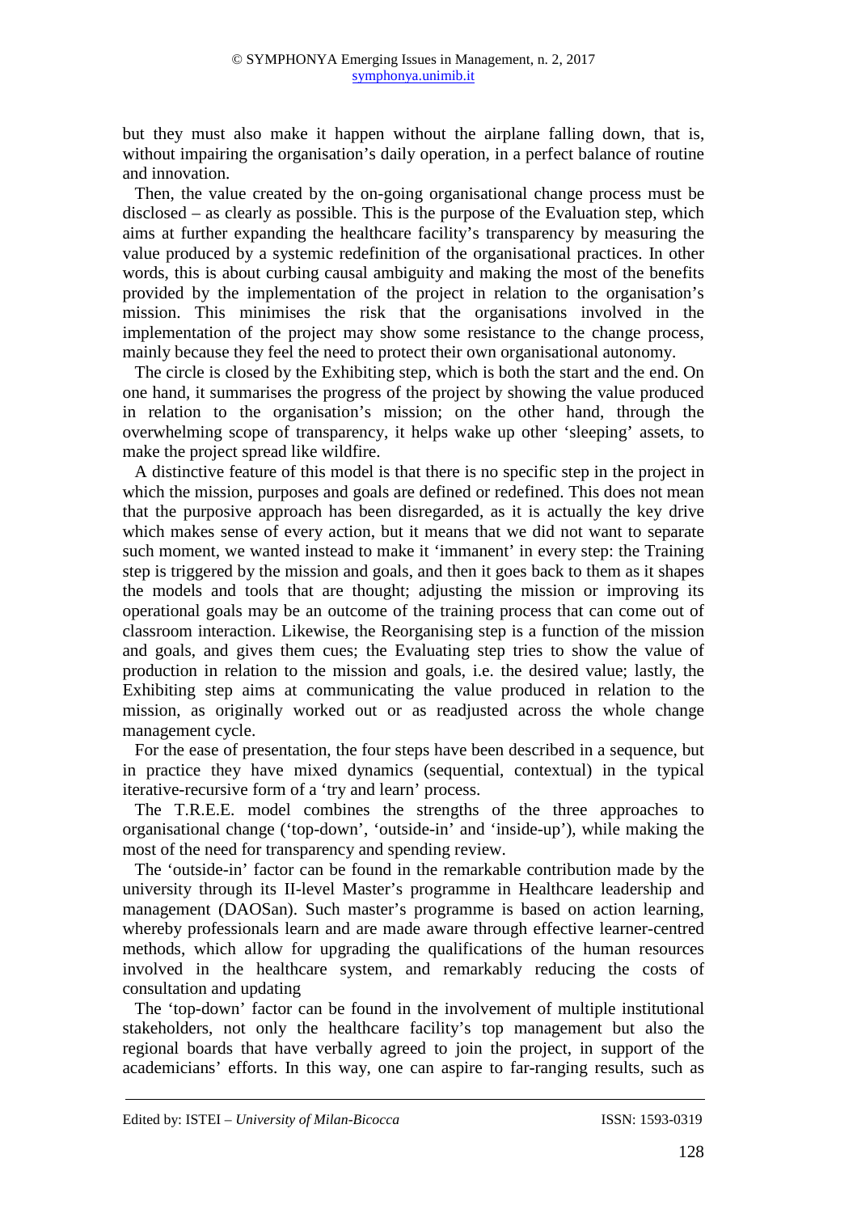but they must also make it happen without the airplane falling down, that is, without impairing the organisation's daily operation, in a perfect balance of routine and innovation.

Then, the value created by the on-going organisational change process must be disclosed – as clearly as possible. This is the purpose of the Evaluation step, which aims at further expanding the healthcare facility's transparency by measuring the value produced by a systemic redefinition of the organisational practices. In other words, this is about curbing causal ambiguity and making the most of the benefits provided by the implementation of the project in relation to the organisation's mission. This minimises the risk that the organisations involved in the implementation of the project may show some resistance to the change process, mainly because they feel the need to protect their own organisational autonomy.

The circle is closed by the Exhibiting step, which is both the start and the end. On one hand, it summarises the progress of the project by showing the value produced in relation to the organisation's mission; on the other hand, through the overwhelming scope of transparency, it helps wake up other 'sleeping' assets, to make the project spread like wildfire.

A distinctive feature of this model is that there is no specific step in the project in which the mission, purposes and goals are defined or redefined. This does not mean that the purposive approach has been disregarded, as it is actually the key drive which makes sense of every action, but it means that we did not want to separate such moment, we wanted instead to make it 'immanent' in every step: the Training step is triggered by the mission and goals, and then it goes back to them as it shapes the models and tools that are thought; adjusting the mission or improving its operational goals may be an outcome of the training process that can come out of classroom interaction. Likewise, the Reorganising step is a function of the mission and goals, and gives them cues; the Evaluating step tries to show the value of production in relation to the mission and goals, i.e. the desired value; lastly, the Exhibiting step aims at communicating the value produced in relation to the mission, as originally worked out or as readjusted across the whole change management cycle.

For the ease of presentation, the four steps have been described in a sequence, but in practice they have mixed dynamics (sequential, contextual) in the typical iterative-recursive form of a 'try and learn' process.

The T.R.E.E. model combines the strengths of the three approaches to organisational change ('top-down', 'outside-in' and 'inside-up'), while making the most of the need for transparency and spending review.

The 'outside-in' factor can be found in the remarkable contribution made by the university through its II-level Master's programme in Healthcare leadership and management (DAOSan). Such master's programme is based on action learning, whereby professionals learn and are made aware through effective learner-centred methods, which allow for upgrading the qualifications of the human resources involved in the healthcare system, and remarkably reducing the costs of consultation and updating

The 'top-down' factor can be found in the involvement of multiple institutional stakeholders, not only the healthcare facility's top management but also the regional boards that have verbally agreed to join the project, in support of the academicians' efforts. In this way, one can aspire to far-ranging results, such as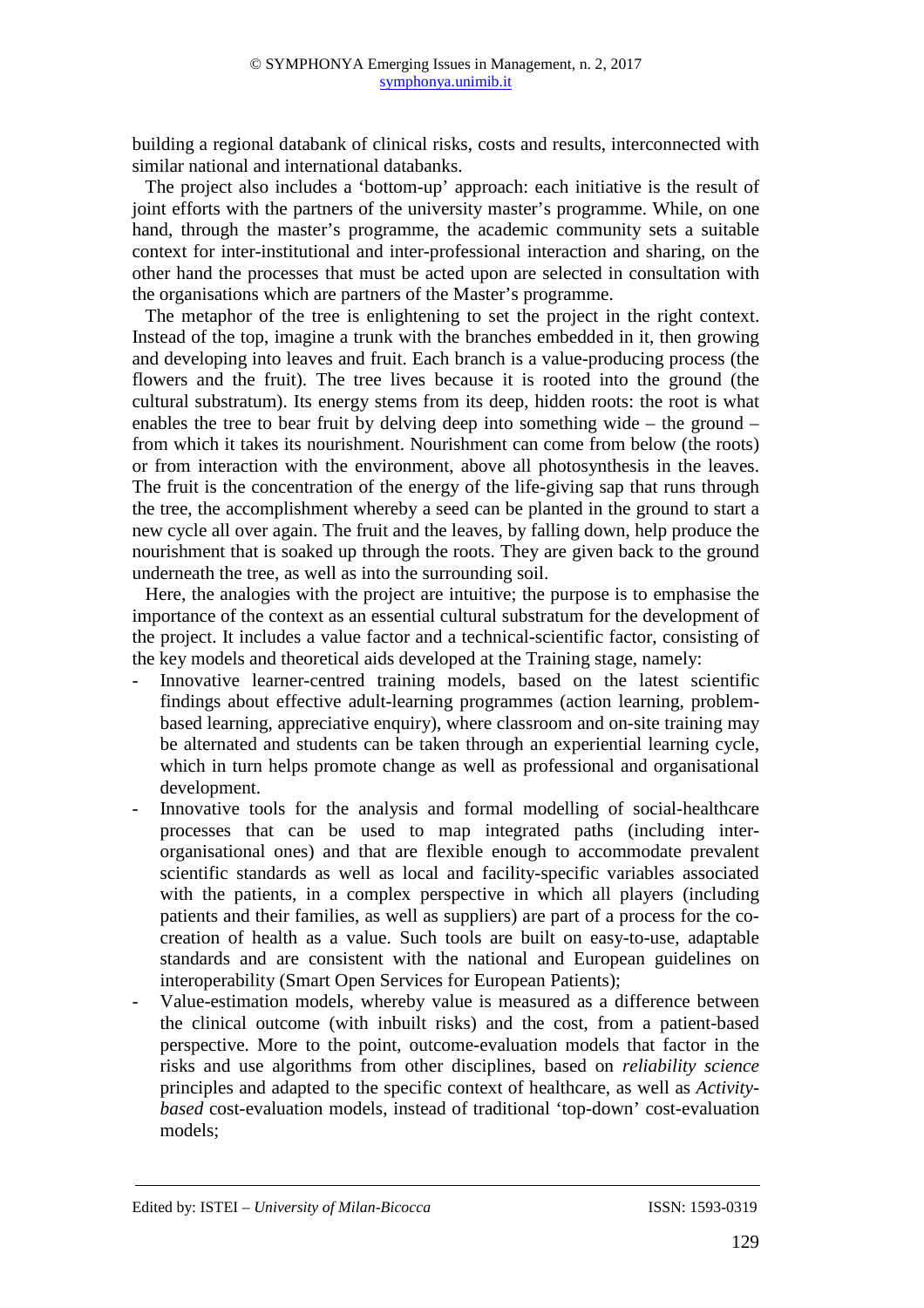building a regional databank of clinical risks, costs and results, interconnected with similar national and international databanks.

The project also includes a 'bottom-up' approach: each initiative is the result of joint efforts with the partners of the university master's programme. While, on one hand, through the master's programme, the academic community sets a suitable context for inter-institutional and inter-professional interaction and sharing, on the other hand the processes that must be acted upon are selected in consultation with the organisations which are partners of the Master's programme.

The metaphor of the tree is enlightening to set the project in the right context. Instead of the top, imagine a trunk with the branches embedded in it, then growing and developing into leaves and fruit. Each branch is a value-producing process (the flowers and the fruit). The tree lives because it is rooted into the ground (the cultural substratum). Its energy stems from its deep, hidden roots: the root is what enables the tree to bear fruit by delving deep into something wide – the ground – from which it takes its nourishment. Nourishment can come from below (the roots) or from interaction with the environment, above all photosynthesis in the leaves. The fruit is the concentration of the energy of the life-giving sap that runs through the tree, the accomplishment whereby a seed can be planted in the ground to start a new cycle all over again. The fruit and the leaves, by falling down, help produce the nourishment that is soaked up through the roots. They are given back to the ground underneath the tree, as well as into the surrounding soil.

Here, the analogies with the project are intuitive; the purpose is to emphasise the importance of the context as an essential cultural substratum for the development of the project. It includes a value factor and a technical-scientific factor, consisting of the key models and theoretical aids developed at the Training stage, namely:

- Innovative learner-centred training models, based on the latest scientific findings about effective adult-learning programmes (action learning, problem-based learning, appreciative enquiry), where classroom and on-site training may be alternated and students can be taken through an experiential learning cycle, which in turn helps promote change as well as professional and organisational development.
- Innovative tools for the analysis and formal modelling of social-healthcare processes that can be used to map integrated paths (including inter-organisational ones) and that are flexible enough to accommodate prevalent scientific standards as well as local and facility-specific variables associated with the patients, in a complex perspective in which all players (including patients and their families, as well as suppliers) are part of a process for the co-creation of health as a value. Such tools are built on easy-to-use, adaptable standards and are consistent with the national and European guidelines on interoperability (Smart Open Services for European Patients);
- Value-estimation models, whereby value is measured as a difference between the clinical outcome (with inbuilt risks) and the cost, from a patient-based perspective. More to the point, outcome-evaluation models that factor in the risks and use algorithms from other disciplines, based on *reliability science* principles and adapted to the specific context of healthcare, as well as *Activity-based* cost-evaluation models, instead of traditional 'top-down' cost-evaluation models;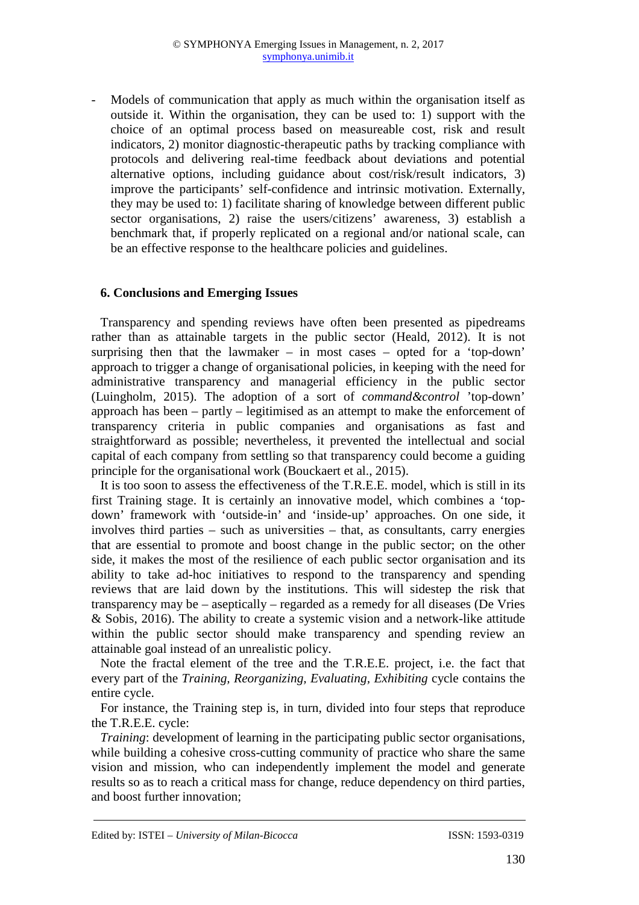- Models of communication that apply as much within the organisation itself as outside it. Within the organisation, they can be used to: 1) support with the choice of an optimal process based on measureable cost, risk and result indicators, 2) monitor diagnostic-therapeutic paths by tracking compliance with protocols and delivering real-time feedback about deviations and potential alternative options, including guidance about cost/risk/result indicators, 3) improve the participants' self-confidence and intrinsic motivation. Externally, they may be used to: 1) facilitate sharing of knowledge between different public sector organisations, 2) raise the users/citizens' awareness, 3) establish a benchmark that, if properly replicated on a regional and/or national scale, can be an effective response to the healthcare policies and guidelines.

## 6. Conclusions and Emerging Issues

Transparency and spending reviews have often been presented as pipedreams rather than as attainable targets in the public sector (Heald, 2012). It is not surprising then that the lawmaker – in most cases – opted for a 'top-down' approach to trigger a change of organisational policies, in keeping with the need for administrative transparency and managerial efficiency in the public sector (Luingholm, 2015). The adoption of a sort of *command&control* 'top-down' approach has been – partly – legitimised as an attempt to make the enforcement of transparency criteria in public companies and organisations as fast and straightforward as possible; nevertheless, it prevented the intellectual and social capital of each company from settling so that transparency could become a guiding principle for the organisational work (Bouckaert et al., 2015).

It is too soon to assess the effectiveness of the T.R.E.E. model, which is still in its first Training stage. It is certainly an innovative model, which combines a 'top-down' framework with 'outside-in' and 'inside-up' approaches. On one side, it involves third parties – such as universities – that, as consultants, carry energies that are essential to promote and boost change in the public sector; on the other side, it makes the most of the resilience of each public sector organisation and its ability to take ad-hoc initiatives to respond to the transparency and spending reviews that are laid down by the institutions. This will sidestep the risk that transparency may be – aseptically – regarded as a remedy for all diseases (De Vries & Sobis, 2016). The ability to create a systemic vision and a network-like attitude within the public sector should make transparency and spending review an attainable goal instead of an unrealistic policy.

Note the fractal element of the tree and the T.R.E.E. project, i.e. the fact that every part of the *Training, Reorganizing, Evaluating, Exhibiting* cycle contains the entire cycle.

For instance, the Training step is, in turn, divided into four steps that reproduce the T.R.E.E. cycle:

*Training*: development of learning in the participating public sector organisations, while building a cohesive cross-cutting community of practice who share the same vision and mission, who can independently implement the model and generate results so as to reach a critical mass for change, reduce dependency on third parties, and boost further innovation;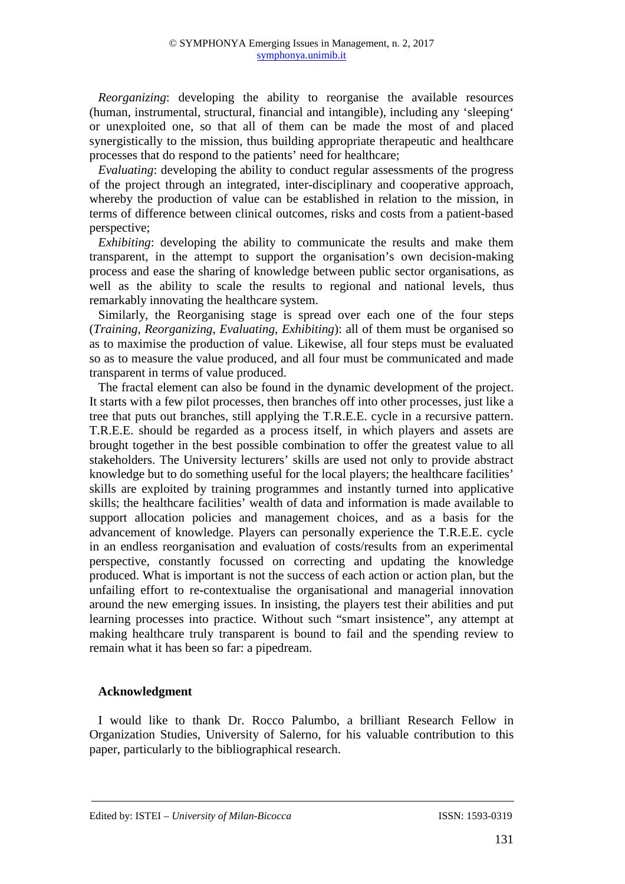*Reorganizing*: developing the ability to reorganise the available resources (human, instrumental, structural, financial and intangible), including any 'sleeping' or unexploited one, so that all of them can be made the most of and placed synergistically to the mission, thus building appropriate therapeutic and healthcare processes that do respond to the patients' need for healthcare;

*Evaluating*: developing the ability to conduct regular assessments of the progress of the project through an integrated, inter-disciplinary and cooperative approach, whereby the production of value can be established in relation to the mission, in terms of difference between clinical outcomes, risks and costs from a patient-based perspective;

*Exhibiting*: developing the ability to communicate the results and make them transparent, in the attempt to support the organisation's own decision-making process and ease the sharing of knowledge between public sector organisations, as well as the ability to scale the results to regional and national levels, thus remarkably innovating the healthcare system.

Similarly, the Reorganising stage is spread over each one of the four steps (*Training*, *Reorganizing*, *Evaluating*, *Exhibiting*): all of them must be organised so as to maximise the production of value. Likewise, all four steps must be evaluated so as to measure the value produced, and all four must be communicated and made transparent in terms of value produced.

The fractal element can also be found in the dynamic development of the project. It starts with a few pilot processes, then branches off into other processes, just like a tree that puts out branches, still applying the T.R.E.E. cycle in a recursive pattern. T.R.E.E. should be regarded as a process itself, in which players and assets are brought together in the best possible combination to offer the greatest value to all stakeholders. The University lecturers' skills are used not only to provide abstract knowledge but to do something useful for the local players; the healthcare facilities' skills are exploited by training programmes and instantly turned into applicative skills; the healthcare facilities' wealth of data and information is made available to support allocation policies and management choices, and as a basis for the advancement of knowledge. Players can personally experience the T.R.E.E. cycle in an endless reorganisation and evaluation of costs/results from an experimental perspective, constantly focussed on correcting and updating the knowledge produced. What is important is not the success of each action or action plan, but the unfailing effort to re-contextualise the organisational and managerial innovation around the new emerging issues. In insisting, the players test their abilities and put learning processes into practice. Without such "smart insistence", any attempt at making healthcare truly transparent is bound to fail and the spending review to remain what it has been so far: a pipedream.

## Acknowledgment

I would like to thank Dr. Rocco Palumbo, a brilliant Research Fellow in Organization Studies, University of Salerno, for his valuable contribution to this paper, particularly to the bibliographical research.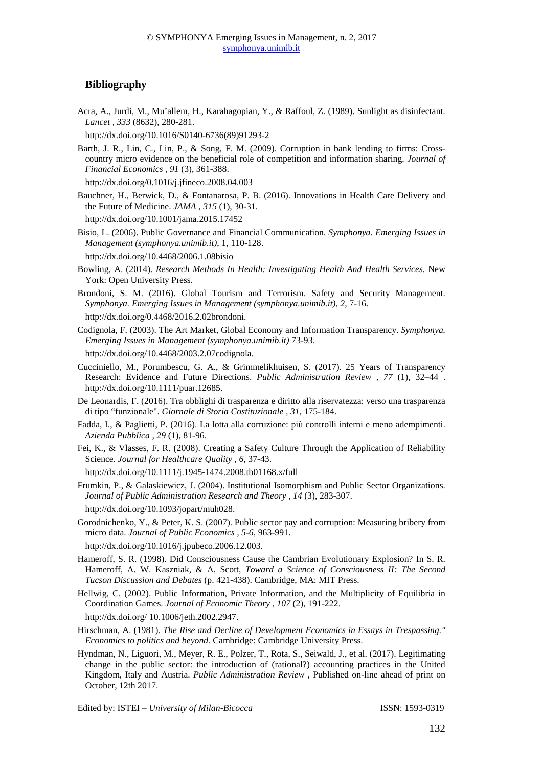## Bibliography

Acra, A., Jurdi, M., Mu'allem, H., Karahagopian, Y., & Raffoul, Z. (1989). Sunlight as disinfectant. *Lancet , 333* (8632), 280-281.

http://dx.doi.org/10.1016/S0140-6736(89)91293-2

Barth, J. R., Lin, C., Lin, P., & Song, F. M. (2009). Corruption in bank lending to firms: Cross-country micro evidence on the beneficial role of competition and information sharing. *Journal of Financial Economics , 91* (3), 361-388.

http://dx.doi.org/0.1016/j.jfineco.2008.04.003

Bauchner, H., Berwick, D., & Fontanarosa, P. B. (2016). Innovations in Health Care Delivery and the Future of Medicine. *JAMA , 315* (1), 30-31.

http://dx.doi.org/10.1001/jama.2015.17452

Bisio, L. (2006). Public Governance and Financial Communication. *Symphonya. Emerging Issues in Management (symphonya.unimib.it)*, 1, 110-128.

http://dx.doi.org/10.4468/2006.1.08bisio

Bowling, A. (2014). *Research Methods In Health: Investigating Health And Health Services.* New York: Open University Press.

Brondoni, S. M. (2016). Global Tourism and Terrorism. Safety and Security Management. *Symphonya. Emerging Issues in Management (symphonya.unimib.it), 2*, 7-16.

http://dx.doi.org/0.4468/2016.2.02brondoni.

Codignola, F. (2003). The Art Market, Global Economy and Information Transparency. *Symphonya. Emerging Issues in Management (symphonya.unimib.it)* 73-93.

http://dx.doi.org/10.4468/2003.2.07codignola.

Cucciniello, M., Porumbescu, G. A., & Grimmelikhuisen, S. (2017). 25 Years of Transparency Research: Evidence and Future Directions. *Public Administration Review , 77* (1), 32–44 . http://dx.doi.org/10.1111/puar.12685.

De Leonardis, F. (2016). Tra obblighi di trasparenza e diritto alla riservatezza: verso una trasparenza di tipo "funzionale". *Giornale di Storia Costituzionale , 31*, 175-184.

Fadda, I., & Paglietti, P. (2016). La lotta alla corruzione: più controlli interni e meno adempimenti. *Azienda Pubblica , 29* (1), 81-96.

Fei, K., & Vlasses, F. R. (2008). Creating a Safety Culture Through the Application of Reliability Science. *Journal for Healthcare Quality , 6*, 37-43.

http://dx.doi.org/10.1111/j.1945-1474.2008.tb01168.x/full

Frumkin, P., & Galaskiewicz, J. (2004). Institutional Isomorphism and Public Sector Organizations. *Journal of Public Administration Research and Theory , 14* (3), 283-307.

http://dx.doi.org/10.1093/jopart/muh028.

Gorodnichenko, Y., & Peter, K. S. (2007). Public sector pay and corruption: Measuring bribery from micro data. *Journal of Public Economics , 5-6*, 963-991.

http://dx.doi.org/10.1016/j.jpubeco.2006.12.003.

Hameroff, S. R. (1998). Did Consciousness Cause the Cambrian Evolutionary Explosion? In S. R. Hameroff, A. W. Kaszniak, & A. Scott, *Toward a Science of Consciousness II: The Second Tucson Discussion and Debates* (p. 421-438). Cambridge, MA: MIT Press.

Hellwig, C. (2002). Public Information, Private Information, and the Multiplicity of Equilibria in Coordination Games. *Journal of Economic Theory , 107* (2), 191-222.

http://dx.doi.org/ 10.1006/jeth.2002.2947.

Hirschman, A. (1981). *The Rise and Decline of Development Economics in Essays in Trespassing." Economics to politics and beyond.* Cambridge: Cambridge University Press.

Hyndman, N., Liguori, M., Meyer, R. E., Polzer, T., Rota, S., Seiwald, J., et al. (2017). Legitimating change in the public sector: the introduction of (rational?) accounting practices in the United Kingdom, Italy and Austria. *Public Administration Review* , Published on-line ahead of print on October, 12th 2017.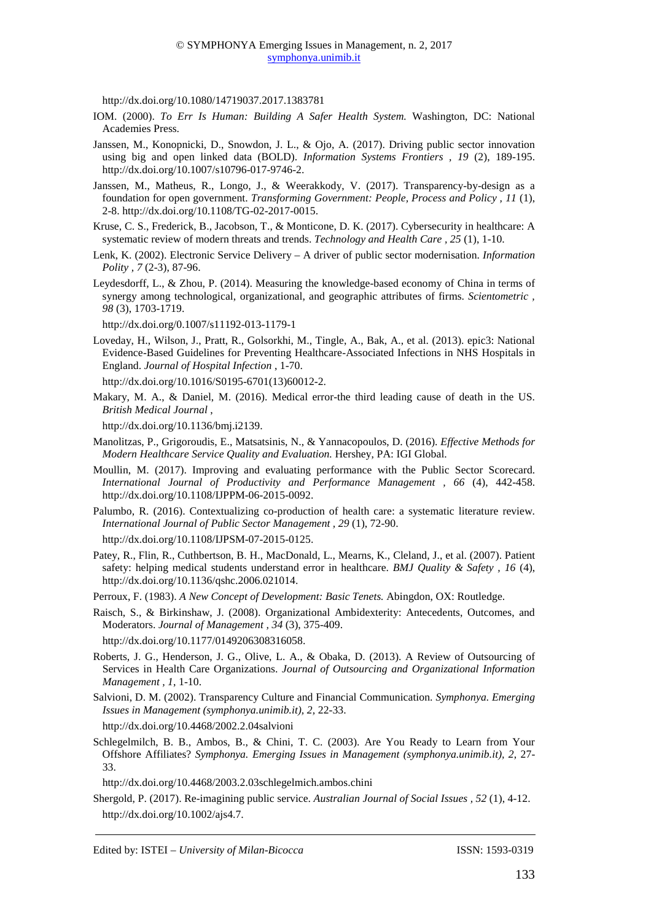http://dx.doi.org/10.1080/14719037.2017.1383781

IOM. (2000). *To Err Is Human: Building A Safer Health System.* Washington, DC: National Academies Press.

Janssen, M., Konopnicki, D., Snowdon, J. L., & Ojo, A. (2017). Driving public sector innovation using big and open linked data (BOLD). *Information Systems Frontiers , 19* (2), 189-195. http://dx.doi.org/10.1007/s10796-017-9746-2.

Janssen, M., Matheus, R., Longo, J., & Weerakkody, V. (2017). Transparency-by-design as a foundation for open government. *Transforming Government: People, Process and Policy , 11* (1), 2-8. http://dx.doi.org/10.1108/TG-02-2017-0015.

Kruse, C. S., Frederick, B., Jacobson, T., & Monticone, D. K. (2017). Cybersecurity in healthcare: A systematic review of modern threats and trends. *Technology and Health Care , 25* (1), 1-10.

Lenk, K. (2002). Electronic Service Delivery – A driver of public sector modernisation. *Information Polity , 7* (2-3), 87-96.

Leydesdorff, L., & Zhou, P. (2014). Measuring the knowledge-based economy of China in terms of synergy among technological, organizational, and geographic attributes of firms. *Scientometric , 98* (3), 1703-1719.

http://dx.doi.org/0.1007/s11192-013-1179-1

Loveday, H., Wilson, J., Pratt, R., Golsorkhi, M., Tingle, A., Bak, A., et al. (2013). epic3: National Evidence-Based Guidelines for Preventing Healthcare-Associated Infections in NHS Hospitals in England. *Journal of Hospital Infection* , 1-70.

http://dx.doi.org/10.1016/S0195-6701(13)60012-2.

Makary, M. A., & Daniel, M. (2016). Medical error-the third leading cause of death in the US. *British Medical Journal* ,

http://dx.doi.org/10.1136/bmj.i2139.

Manolitzas, P., Grigoroudis, E., Matsatsinis, N., & Yannacopoulos, D. (2016). *Effective Methods for Modern Healthcare Service Quality and Evaluation.* Hershey, PA: IGI Global.

Moullin, M. (2017). Improving and evaluating performance with the Public Sector Scorecard. *International Journal of Productivity and Performance Management , 66* (4), 442-458. http://dx.doi.org/10.1108/IJPPM-06-2015-0092.

Palumbo, R. (2016). Contextualizing co-production of health care: a systematic literature review. *International Journal of Public Sector Management , 29* (1), 72-90.

http://dx.doi.org/10.1108/IJPSM-07-2015-0125.

Patey, R., Flin, R., Cuthbertson, B. H., MacDonald, L., Mearns, K., Cleland, J., et al. (2007). Patient safety: helping medical students understand error in healthcare. *BMJ Quality & Safety , 16* (4), http://dx.doi.org/10.1136/qshc.2006.021014.

Perroux, F. (1983). *A New Concept of Development: Basic Tenets.* Abingdon, OX: Routledge.

Raisch, S., & Birkinshaw, J. (2008). Organizational Ambidexterity: Antecedents, Outcomes, and Moderators. *Journal of Management , 34* (3), 375-409.

http://dx.doi.org/10.1177/0149206308316058.

Roberts, J. G., Henderson, J. G., Olive, L. A., & Obaka, D. (2013). A Review of Outsourcing of Services in Health Care Organizations. *Journal of Outsourcing and Organizational Information Management , 1*, 1-10.

Salvioni, D. M. (2002). Transparency Culture and Financial Communication. *Symphonya. Emerging Issues in Management (symphonya.unimib.it), 2*, 22-33.

http://dx.doi.org/10.4468/2002.2.04salvioni

Schlegelmilch, B. B., Ambos, B., & Chini, T. C. (2003). Are You Ready to Learn from Your Offshore Affiliates? *Symphonya. Emerging Issues in Management (symphonya.unimib.it), 2*, 27-33.

http://dx.doi.org/10.4468/2003.2.03schlegelmich.ambos.chini

Shergold, P. (2017). Re-imagining public service. *Australian Journal of Social Issues , 52* (1), 4-12. http://dx.doi.org/10.1002/ajs4.7.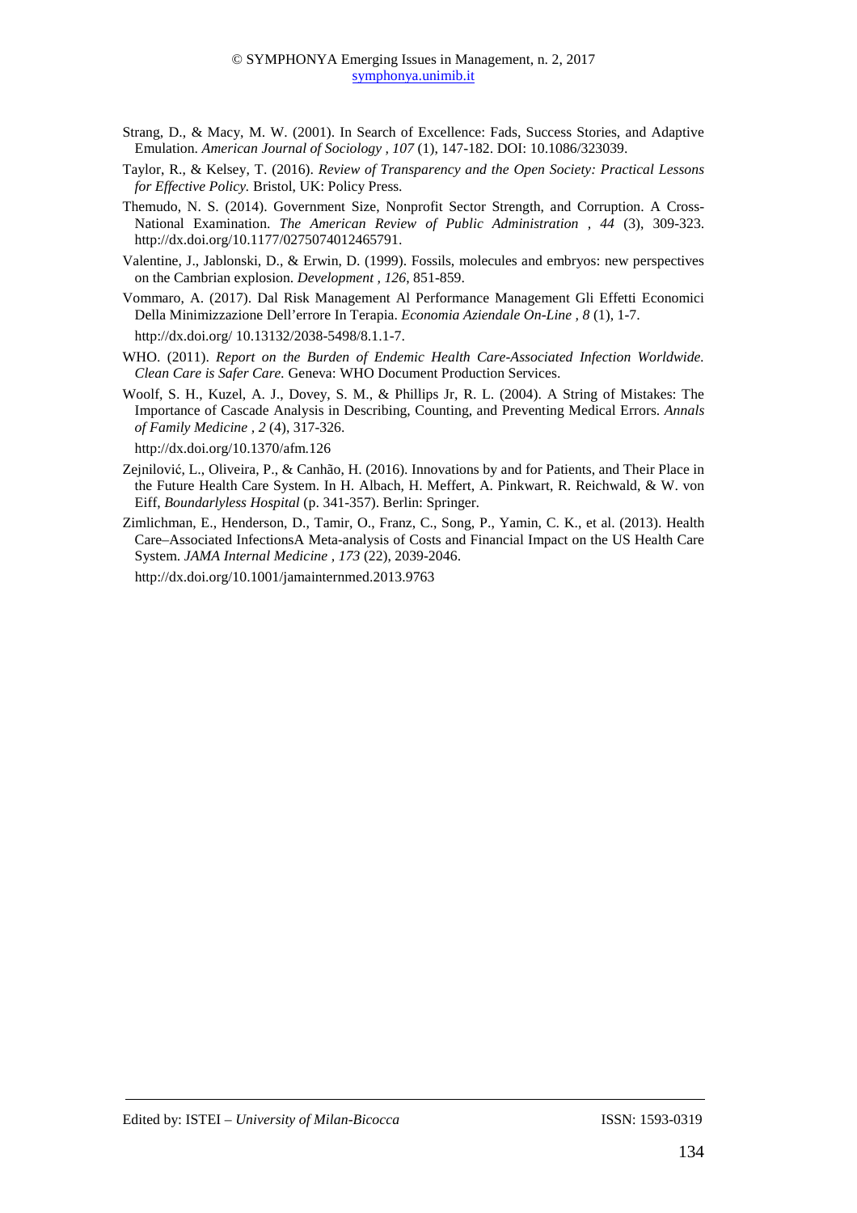Strang, D., & Macy, M. W. (2001). In Search of Excellence: Fads, Success Stories, and Adaptive Emulation. *American Journal of Sociology , 107* (1), 147-182. DOI: 10.1086/323039.

Taylor, R., & Kelsey, T. (2016). *Review of Transparency and the Open Society: Practical Lessons for Effective Policy.* Bristol, UK: Policy Press.

Themudo, N. S. (2014). Government Size, Nonprofit Sector Strength, and Corruption. A Cross-National Examination. *The American Review of Public Administration , 44* (3), 309-323. http://dx.doi.org/10.1177/0275074012465791.

Valentine, J., Jablonski, D., & Erwin, D. (1999). Fossils, molecules and embryos: new perspectives on the Cambrian explosion. *Development , 126*, 851-859.

Vommaro, A. (2017). Dal Risk Management Al Performance Management Gli Effetti Economici Della Minimizzazione Dell'errore In Terapia. *Economia Aziendale On-Line , 8* (1), 1-7.

http://dx.doi.org/ 10.13132/2038-5498/8.1.1-7.

WHO. (2011). *Report on the Burden of Endemic Health Care-Associated Infection Worldwide. Clean Care is Safer Care.* Geneva: WHO Document Production Services.

Woolf, S. H., Kuzel, A. J., Dovey, S. M., & Phillips Jr, R. L. (2004). A String of Mistakes: The Importance of Cascade Analysis in Describing, Counting, and Preventing Medical Errors. *Annals of Family Medicine , 2* (4), 317-326.

http://dx.doi.org/10.1370/afm.126

Zejnilović, L., Oliveira, P., & Canhão, H. (2016). Innovations by and for Patients, and Their Place in the Future Health Care System. In H. Albach, H. Meffert, A. Pinkwart, R. Reichwald, & W. von Eiff, *Boundarlyless Hospital* (p. 341-357). Berlin: Springer.

Zimlichman, E., Henderson, D., Tamir, O., Franz, C., Song, P., Yamin, C. K., et al. (2013). Health Care–Associated InfectionsA Meta-analysis of Costs and Financial Impact on the US Health Care System. *JAMA Internal Medicine , 173* (22), 2039-2046.

http://dx.doi.org/10.1001/jamainternmed.2013.9763